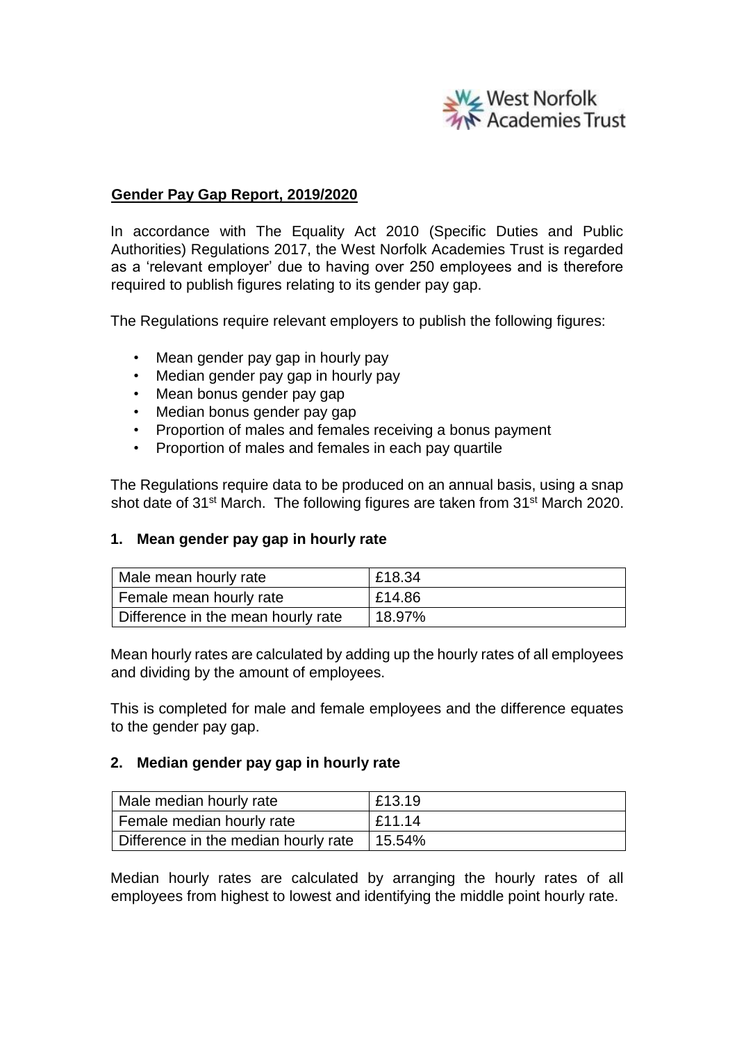West Norfolk Academies Trust

## Gender Pay Gap Report, 2019/2020

In accordance with The Equality Act 2010 (Specific Duties and Public Authorities) Regulations 2017, the West Norfolk Academies Trust is regarded as a 'relevant employer' due to having over 250 employees and is therefore required to publish figures relating to its gender pay gap.

The Regulations require relevant employers to publish the following figures:

- Mean gender pay gap in hourly pay
- Median gender pay gap in hourly pay
- Mean bonus gender pay gap
- Median bonus gender pay gap
- Proportion of males and females receiving a bonus payment
- Proportion of males and females in each pay quartile

The Regulations require data to be produced on an annual basis, using a snap shot date of 31st March. The following figures are taken from 31st March 2020.

### 1. Mean gender pay gap in hourly rate

| Male mean hourly rate | £18.34 |
|---|---|
| Female mean hourly rate | £14.86 |
| Difference in the mean hourly rate | 18.97% |

Mean hourly rates are calculated by adding up the hourly rates of all employees and dividing by the amount of employees.

This is completed for male and female employees and the difference equates to the gender pay gap.

### 2. Median gender pay gap in hourly rate

| Male median hourly rate | £13.19 |
|---|---|
| Female median hourly rate | £11.14 |
| Difference in the median hourly rate | 15.54% |

Median hourly rates are calculated by arranging the hourly rates of all employees from highest to lowest and identifying the middle point hourly rate.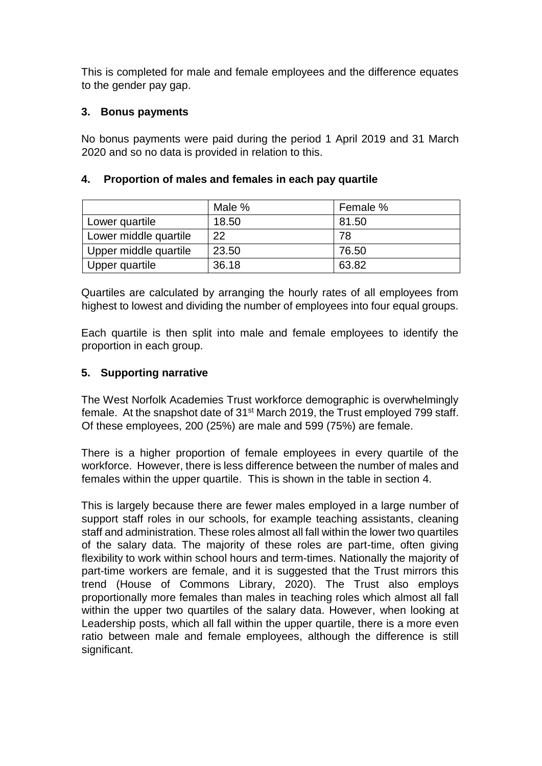This is completed for male and female employees and the difference equates to the gender pay gap.

## 3. Bonus payments

No bonus payments were paid during the period 1 April 2019 and 31 March 2020 and so no data is provided in relation to this.

## 4. Proportion of males and females in each pay quartile

| | Male % | Female % |
|---|---|---|
| Lower quartile | 18.50 | 81.50 |
| Lower middle quartile | 22 | 78 |
| Upper middle quartile | 23.50 | 76.50 |
| Upper quartile | 36.18 | 63.82 |

Quartiles are calculated by arranging the hourly rates of all employees from highest to lowest and dividing the number of employees into four equal groups.

Each quartile is then split into male and female employees to identify the proportion in each group.

## 5. Supporting narrative

The West Norfolk Academies Trust workforce demographic is overwhelmingly female. At the snapshot date of 31st March 2019, the Trust employed 799 staff. Of these employees, 200 (25%) are male and 599 (75%) are female.

There is a higher proportion of female employees in every quartile of the workforce. However, there is less difference between the number of males and females within the upper quartile. This is shown in the table in section 4.

This is largely because there are fewer males employed in a large number of support staff roles in our schools, for example teaching assistants, cleaning staff and administration. These roles almost all fall within the lower two quartiles of the salary data. The majority of these roles are part-time, often giving flexibility to work within school hours and term-times. Nationally the majority of part-time workers are female, and it is suggested that the Trust mirrors this trend (House of Commons Library, 2020). The Trust also employs proportionally more females than males in teaching roles which almost all fall within the upper two quartiles of the salary data. However, when looking at Leadership posts, which all fall within the upper quartile, there is a more even ratio between male and female employees, although the difference is still significant.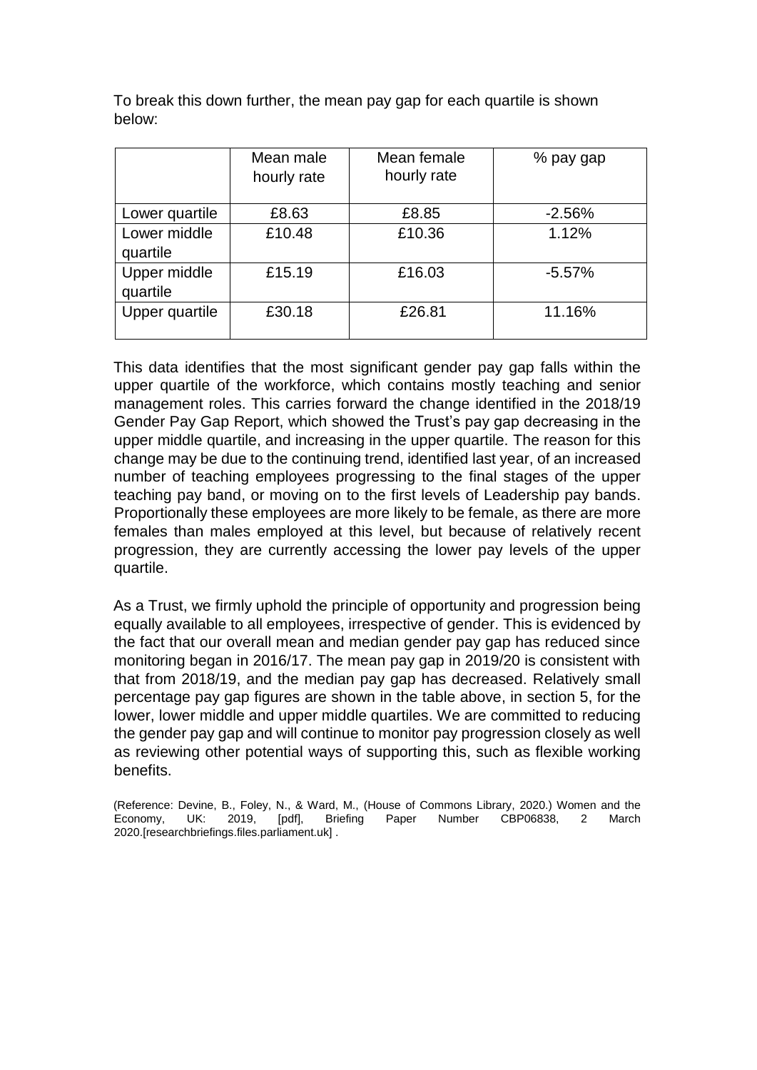To break this down further, the mean pay gap for each quartile is shown below:

| | Mean male hourly rate | Mean female hourly rate | % pay gap |
| --- | --- | --- | --- |
| Lower quartile | £8.63 | £8.85 | -2.56% |
| Lower middle quartile | £10.48 | £10.36 | 1.12% |
| Upper middle quartile | £15.19 | £16.03 | -5.57% |
| Upper quartile | £30.18 | £26.81 | 11.16% |

This data identifies that the most significant gender pay gap falls within the upper quartile of the workforce, which contains mostly teaching and senior management roles. This carries forward the change identified in the 2018/19 Gender Pay Gap Report, which showed the Trust's pay gap decreasing in the upper middle quartile, and increasing in the upper quartile. The reason for this change may be due to the continuing trend, identified last year, of an increased number of teaching employees progressing to the final stages of the upper teaching pay band, or moving on to the first levels of Leadership pay bands. Proportionally these employees are more likely to be female, as there are more females than males employed at this level, but because of relatively recent progression, they are currently accessing the lower pay levels of the upper quartile.

As a Trust, we firmly uphold the principle of opportunity and progression being equally available to all employees, irrespective of gender. This is evidenced by the fact that our overall mean and median gender pay gap has reduced since monitoring began in 2016/17. The mean pay gap in 2019/20 is consistent with that from 2018/19, and the median pay gap has decreased. Relatively small percentage pay gap figures are shown in the table above, in section 5, for the lower, lower middle and upper middle quartiles. We are committed to reducing the gender pay gap and will continue to monitor pay progression closely as well as reviewing other potential ways of supporting this, such as flexible working benefits.

(Reference: Devine, B., Foley, N., & Ward, M., (House of Commons Library, 2020.) Women and the Economy, UK: 2019, [pdf], Briefing Paper Number CBP06838, 2 March 2020.[researchbriefings.files.parliament.uk] .